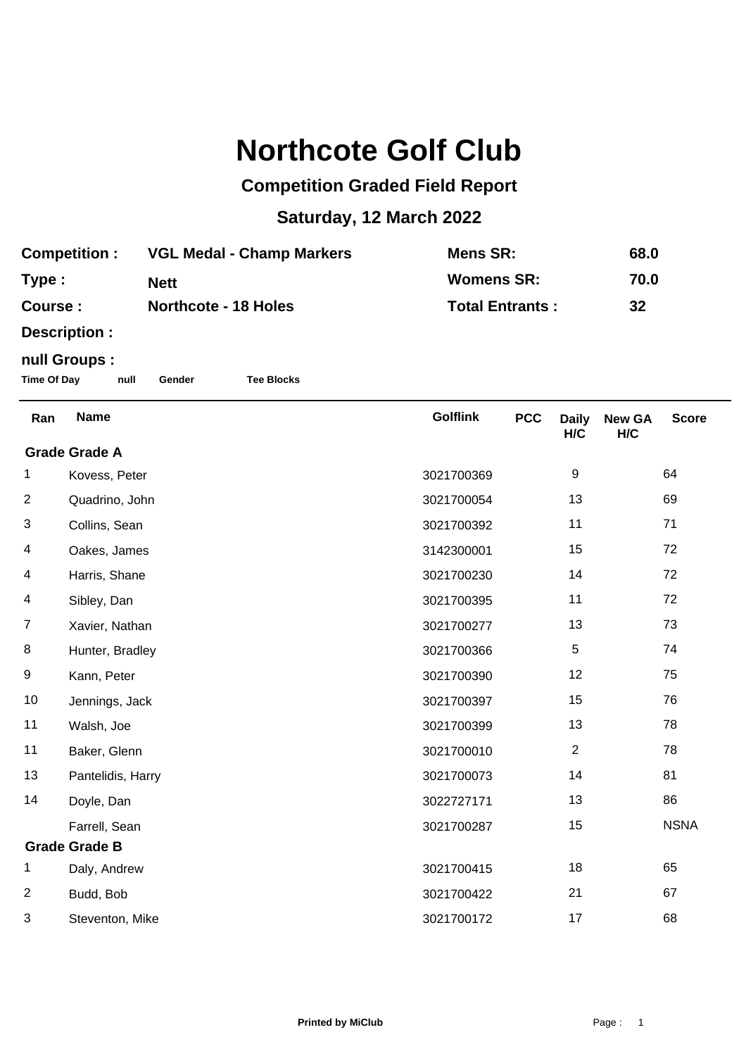# Northcote Golf Club

## Competition Graded Field Report

## Saturday, 12 March 2022

| | | | |
|---|---|---|---|
| **Competition :** | **VGL Medal - Champ Markers** | **Mens SR:** | **68.0** |
| **Type :** | **Nett** | **Womens SR:** | **70.0** |
| **Course :** | **Northcote - 18 Holes** | **Total Entrants :** | **32** |
| **Description :** | | | |

**null Groups :**

**Time Of Day** **null** **Gender** **Tee Blocks**

| Ran | Name | Golflink | PCC | Daily H/C | New GA H/C | Score |
|---|---|---|---|---|---|---|
| **Grade Grade A** | | | | | | |
| 1 | Kovess, Peter | 3021700369 | | 9 | | 64 |
| 2 | Quadrino, John | 3021700054 | | 13 | | 69 |
| 3 | Collins, Sean | 3021700392 | | 11 | | 71 |
| 4 | Oakes, James | 3142300001 | | 15 | | 72 |
| 4 | Harris, Shane | 3021700230 | | 14 | | 72 |
| 4 | Sibley, Dan | 3021700395 | | 11 | | 72 |
| 7 | Xavier, Nathan | 3021700277 | | 13 | | 73 |
| 8 | Hunter, Bradley | 3021700366 | | 5 | | 74 |
| 9 | Kann, Peter | 3021700390 | | 12 | | 75 |
| 10 | Jennings, Jack | 3021700397 | | 15 | | 76 |
| 11 | Walsh, Joe | 3021700399 | | 13 | | 78 |
| 11 | Baker, Glenn | 3021700010 | | 2 | | 78 |
| 13 | Pantelidis, Harry | 3021700073 | | 14 | | 81 |
| 14 | Doyle, Dan | 3022727171 | | 13 | | 86 |
| | Farrell, Sean | 3021700287 | | 15 | | NSNA |
| **Grade Grade B** | | | | | | |
| 1 | Daly, Andrew | 3021700415 | | 18 | | 65 |
| 2 | Budd, Bob | 3021700422 | | 21 | | 67 |
| 3 | Steventon, Mike | 3021700172 | | 17 | | 68 |

**Printed by MiClub**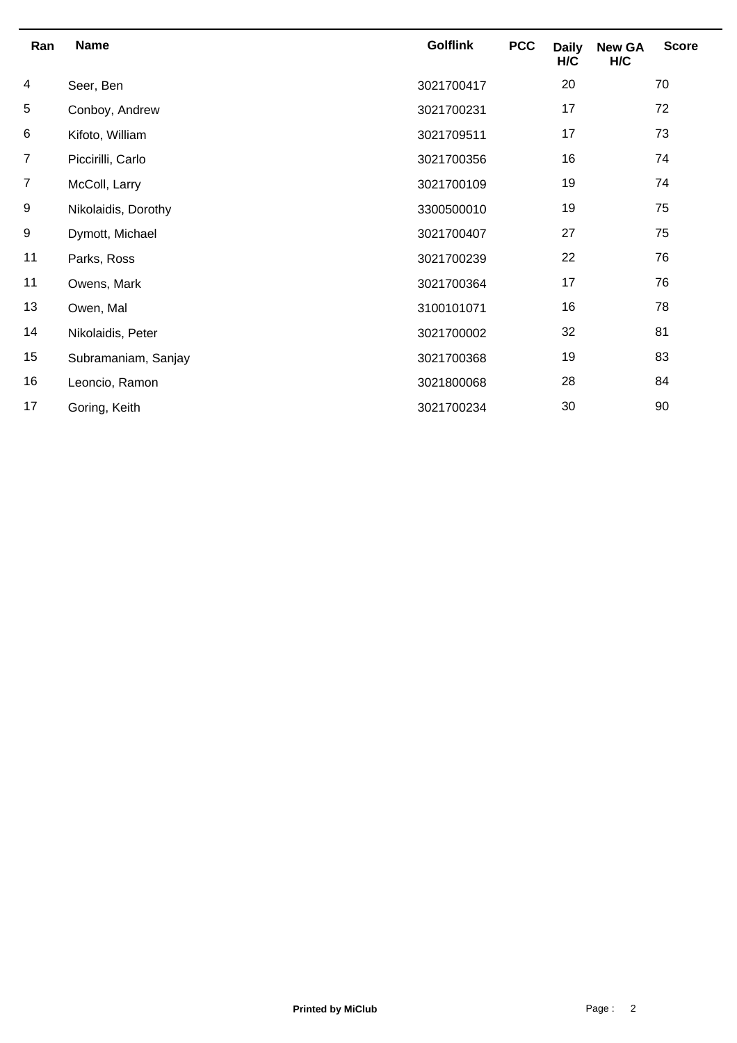| Ran | Name | Golflink | PCC | Daily H/C | New GA H/C | Score |
|---|---|---|---|---|---|---|
| 4 | Seer, Ben | 3021700417 | | 20 | | 70 |
| 5 | Conboy, Andrew | 3021700231 | | 17 | | 72 |
| 6 | Kifoto, William | 3021709511 | | 17 | | 73 |
| 7 | Piccirilli, Carlo | 3021700356 | | 16 | | 74 |
| 7 | McColl, Larry | 3021700109 | | 19 | | 74 |
| 9 | Nikolaidis, Dorothy | 3300500010 | | 19 | | 75 |
| 9 | Dymott, Michael | 3021700407 | | 27 | | 75 |
| 11 | Parks, Ross | 3021700239 | | 22 | | 76 |
| 11 | Owens, Mark | 3021700364 | | 17 | | 76 |
| 13 | Owen, Mal | 3100101071 | | 16 | | 78 |
| 14 | Nikolaidis, Peter | 3021700002 | | 32 | | 81 |
| 15 | Subramaniam, Sanjay | 3021700368 | | 19 | | 83 |
| 16 | Leoncio, Ramon | 3021800068 | | 28 | | 84 |
| 17 | Goring, Keith | 3021700234 | | 30 | | 90 |

**Printed by MiClub**